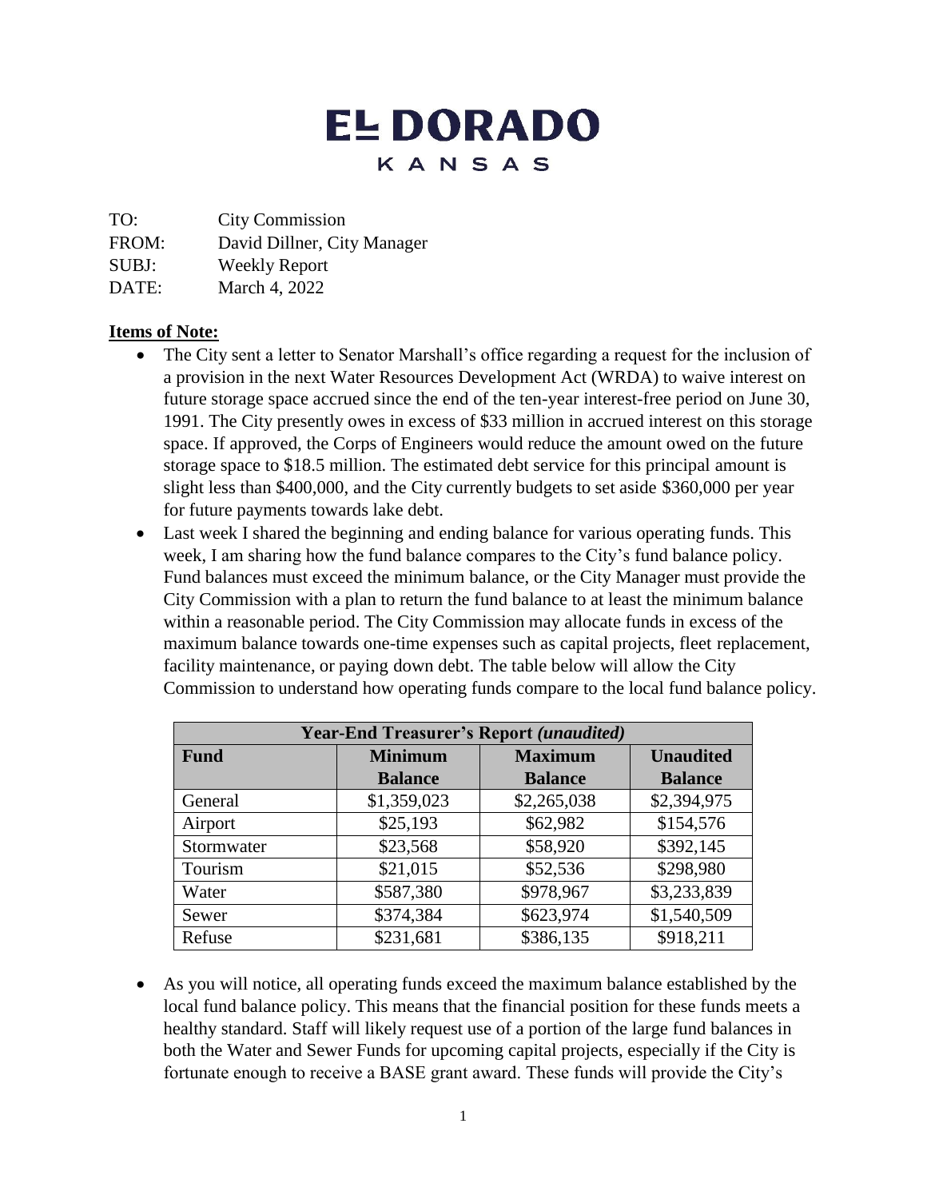# EL DORADO
## KANSAS

TO: City Commission
FROM: David Dillner, City Manager
SUBJ: Weekly Report
DATE: March 4, 2022

**Items of Note:**

- The City sent a letter to Senator Marshall's office regarding a request for the inclusion of a provision in the next Water Resources Development Act (WRDA) to waive interest on future storage space accrued since the end of the ten-year interest-free period on June 30, 1991. The City presently owes in excess of $33 million in accrued interest on this storage space. If approved, the Corps of Engineers would reduce the amount owed on the future storage space to $18.5 million. The estimated debt service for this principal amount is slight less than $400,000, and the City currently budgets to set aside $360,000 per year for future payments towards lake debt.
- Last week I shared the beginning and ending balance for various operating funds. This week, I am sharing how the fund balance compares to the City's fund balance policy. Fund balances must exceed the minimum balance, or the City Manager must provide the City Commission with a plan to return the fund balance to at least the minimum balance within a reasonable period. The City Commission may allocate funds in excess of the maximum balance towards one-time expenses such as capital projects, fleet replacement, facility maintenance, or paying down debt. The table below will allow the City Commission to understand how operating funds compare to the local fund balance policy.

| Year-End Treasurer's Report *(unaudited)* | | | |
|---|---|---|---|
| **Fund** | **Minimum Balance** | **Maximum Balance** | **Unaudited Balance** |
| General | $1,359,023 | $2,265,038 | $2,394,975 |
| Airport | $25,193 | $62,982 | $154,576 |
| Stormwater | $23,568 | $58,920 | $392,145 |
| Tourism | $21,015 | $52,536 | $298,980 |
| Water | $587,380 | $978,967 | $3,233,839 |
| Sewer | $374,384 | $623,974 | $1,540,509 |
| Refuse | $231,681 | $386,135 | $918,211 |

- As you will notice, all operating funds exceed the maximum balance established by the local fund balance policy. This means that the financial position for these funds meets a healthy standard. Staff will likely request use of a portion of the large fund balances in both the Water and Sewer Funds for upcoming capital projects, especially if the City is fortunate enough to receive a BASE grant award. These funds will provide the City's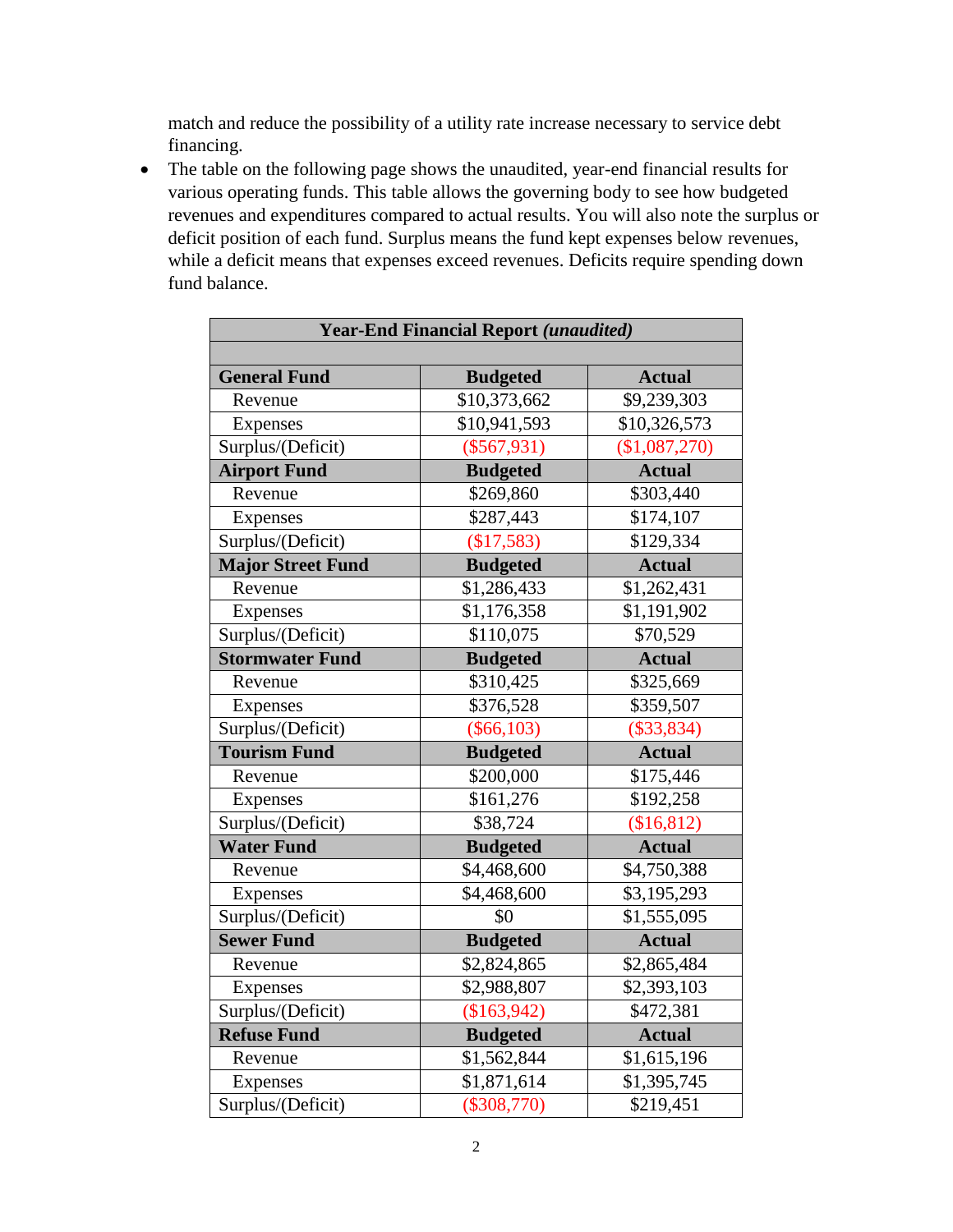match and reduce the possibility of a utility rate increase necessary to service debt financing.

- The table on the following page shows the unaudited, year-end financial results for various operating funds. This table allows the governing body to see how budgeted revenues and expenditures compared to actual results. You will also note the surplus or deficit position of each fund. Surplus means the fund kept expenses below revenues, while a deficit means that expenses exceed revenues. Deficits require spending down fund balance.

| **Year-End Financial Report *(unaudited)*** | | |
|---|---|---|
| **General Fund** | **Budgeted** | **Actual** |
| Revenue | $10,373,662 | $9,239,303 |
| Expenses | $10,941,593 | $10,326,573 |
| Surplus/(Deficit) | ($567,931) | ($1,087,270) |
| **Airport Fund** | **Budgeted** | **Actual** |
| Revenue | $269,860 | $303,440 |
| Expenses | $287,443 | $174,107 |
| Surplus/(Deficit) | ($17,583) | $129,334 |
| **Major Street Fund** | **Budgeted** | **Actual** |
| Revenue | $1,286,433 | $1,262,431 |
| Expenses | $1,176,358 | $1,191,902 |
| Surplus/(Deficit) | $110,075 | $70,529 |
| **Stormwater Fund** | **Budgeted** | **Actual** |
| Revenue | $310,425 | $325,669 |
| Expenses | $376,528 | $359,507 |
| Surplus/(Deficit) | ($66,103) | ($33,834) |
| **Tourism Fund** | **Budgeted** | **Actual** |
| Revenue | $200,000 | $175,446 |
| Expenses | $161,276 | $192,258 |
| Surplus/(Deficit) | $38,724 | ($16,812) |
| **Water Fund** | **Budgeted** | **Actual** |
| Revenue | $4,468,600 | $4,750,388 |
| Expenses | $4,468,600 | $3,195,293 |
| Surplus/(Deficit) | $0 | $1,555,095 |
| **Sewer Fund** | **Budgeted** | **Actual** |
| Revenue | $2,824,865 | $2,865,484 |
| Expenses | $2,988,807 | $2,393,103 |
| Surplus/(Deficit) | ($163,942) | $472,381 |
| **Refuse Fund** | **Budgeted** | **Actual** |
| Revenue | $1,562,844 | $1,615,196 |
| Expenses | $1,871,614 | $1,395,745 |
| Surplus/(Deficit) | ($308,770) | $219,451 |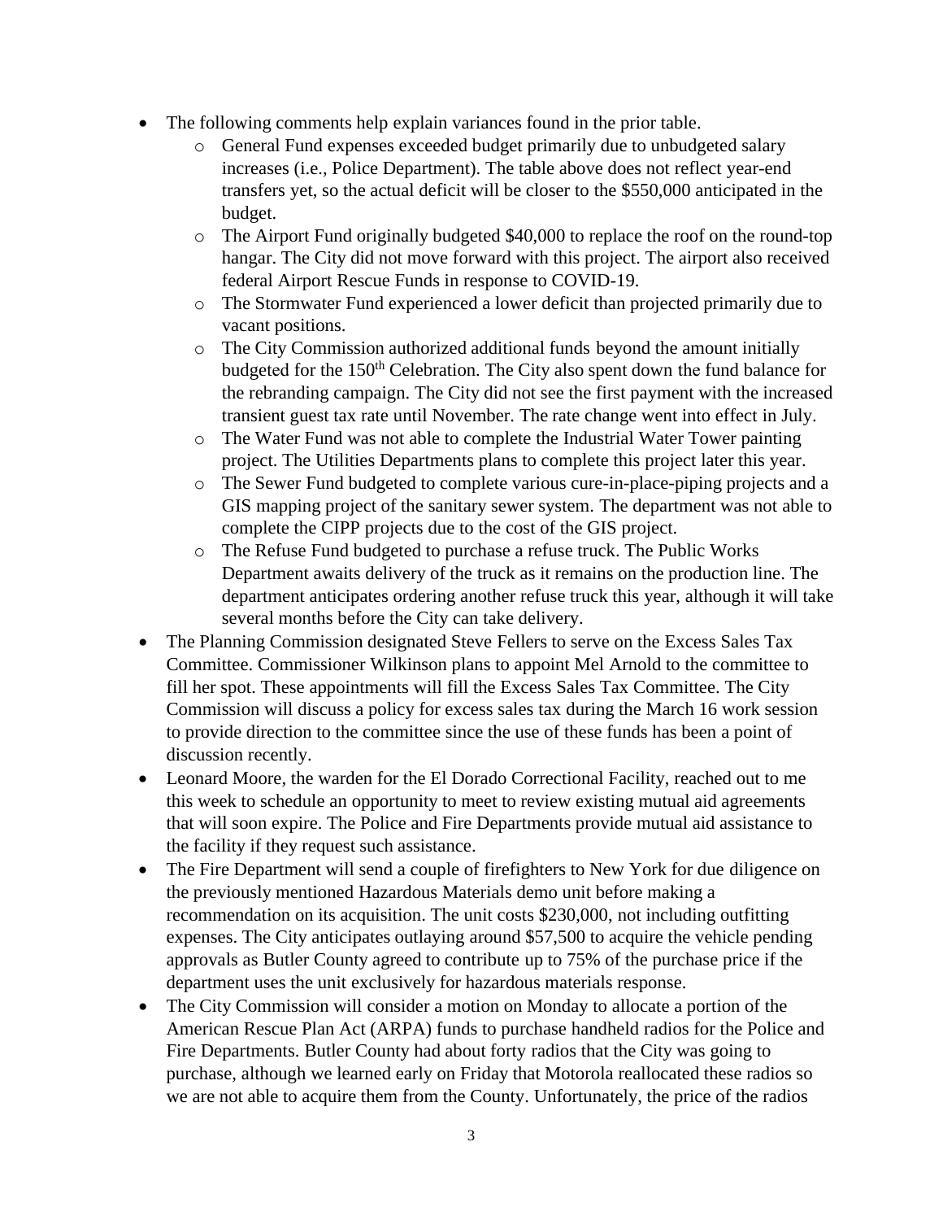- The following comments help explain variances found in the prior table.
    - General Fund expenses exceeded budget primarily due to unbudgeted salary increases (i.e., Police Department). The table above does not reflect year-end transfers yet, so the actual deficit will be closer to the $550,000 anticipated in the budget.
    - The Airport Fund originally budgeted $40,000 to replace the roof on the round-top hangar. The City did not move forward with this project. The airport also received federal Airport Rescue Funds in response to COVID-19.
    - The Stormwater Fund experienced a lower deficit than projected primarily due to vacant positions.
    - The City Commission authorized additional funds beyond the amount initially budgeted for the 150th Celebration. The City also spent down the fund balance for the rebranding campaign. The City did not see the first payment with the increased transient guest tax rate until November. The rate change went into effect in July.
    - The Water Fund was not able to complete the Industrial Water Tower painting project. The Utilities Departments plans to complete this project later this year.
    - The Sewer Fund budgeted to complete various cure-in-place-piping projects and a GIS mapping project of the sanitary sewer system. The department was not able to complete the CIPP projects due to the cost of the GIS project.
    - The Refuse Fund budgeted to purchase a refuse truck. The Public Works Department awaits delivery of the truck as it remains on the production line. The department anticipates ordering another refuse truck this year, although it will take several months before the City can take delivery.
- The Planning Commission designated Steve Fellers to serve on the Excess Sales Tax Committee. Commissioner Wilkinson plans to appoint Mel Arnold to the committee to fill her spot. These appointments will fill the Excess Sales Tax Committee. The City Commission will discuss a policy for excess sales tax during the March 16 work session to provide direction to the committee since the use of these funds has been a point of discussion recently.
- Leonard Moore, the warden for the El Dorado Correctional Facility, reached out to me this week to schedule an opportunity to meet to review existing mutual aid agreements that will soon expire. The Police and Fire Departments provide mutual aid assistance to the facility if they request such assistance.
- The Fire Department will send a couple of firefighters to New York for due diligence on the previously mentioned Hazardous Materials demo unit before making a recommendation on its acquisition. The unit costs $230,000, not including outfitting expenses. The City anticipates outlaying around $57,500 to acquire the vehicle pending approvals as Butler County agreed to contribute up to 75% of the purchase price if the department uses the unit exclusively for hazardous materials response.
- The City Commission will consider a motion on Monday to allocate a portion of the American Rescue Plan Act (ARPA) funds to purchase handheld radios for the Police and Fire Departments. Butler County had about forty radios that the City was going to purchase, although we learned early on Friday that Motorola reallocated these radios so we are not able to acquire them from the County. Unfortunately, the price of the radios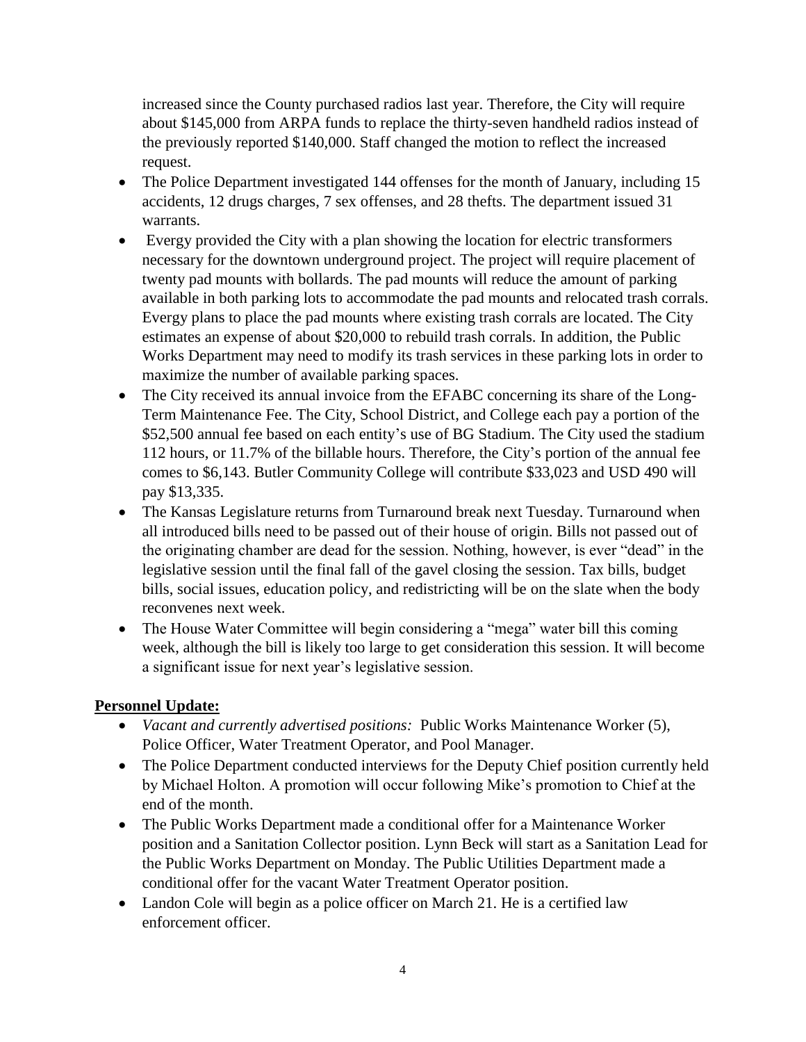increased since the County purchased radios last year. Therefore, the City will require about $145,000 from ARPA funds to replace the thirty-seven handheld radios instead of the previously reported $140,000. Staff changed the motion to reflect the increased request.

- The Police Department investigated 144 offenses for the month of January, including 15 accidents, 12 drugs charges, 7 sex offenses, and 28 thefts. The department issued 31 warrants.
- Evergy provided the City with a plan showing the location for electric transformers necessary for the downtown underground project. The project will require placement of twenty pad mounts with bollards. The pad mounts will reduce the amount of parking available in both parking lots to accommodate the pad mounts and relocated trash corrals. Evergy plans to place the pad mounts where existing trash corrals are located. The City estimates an expense of about $20,000 to rebuild trash corrals. In addition, the Public Works Department may need to modify its trash services in these parking lots in order to maximize the number of available parking spaces.
- The City received its annual invoice from the EFABC concerning its share of the Long-Term Maintenance Fee. The City, School District, and College each pay a portion of the $52,500 annual fee based on each entity's use of BG Stadium. The City used the stadium 112 hours, or 11.7% of the billable hours. Therefore, the City's portion of the annual fee comes to $6,143. Butler Community College will contribute $33,023 and USD 490 will pay $13,335.
- The Kansas Legislature returns from Turnaround break next Tuesday. Turnaround when all introduced bills need to be passed out of their house of origin. Bills not passed out of the originating chamber are dead for the session. Nothing, however, is ever "dead" in the legislative session until the final fall of the gavel closing the session. Tax bills, budget bills, social issues, education policy, and redistricting will be on the slate when the body reconvenes next week.
- The House Water Committee will begin considering a "mega" water bill this coming week, although the bill is likely too large to get consideration this session. It will become a significant issue for next year's legislative session.

**Personnel Update:**

- *Vacant and currently advertised positions:* Public Works Maintenance Worker (5), Police Officer, Water Treatment Operator, and Pool Manager.
- The Police Department conducted interviews for the Deputy Chief position currently held by Michael Holton. A promotion will occur following Mike's promotion to Chief at the end of the month.
- The Public Works Department made a conditional offer for a Maintenance Worker position and a Sanitation Collector position. Lynn Beck will start as a Sanitation Lead for the Public Works Department on Monday. The Public Utilities Department made a conditional offer for the vacant Water Treatment Operator position.
- Landon Cole will begin as a police officer on March 21. He is a certified law enforcement officer.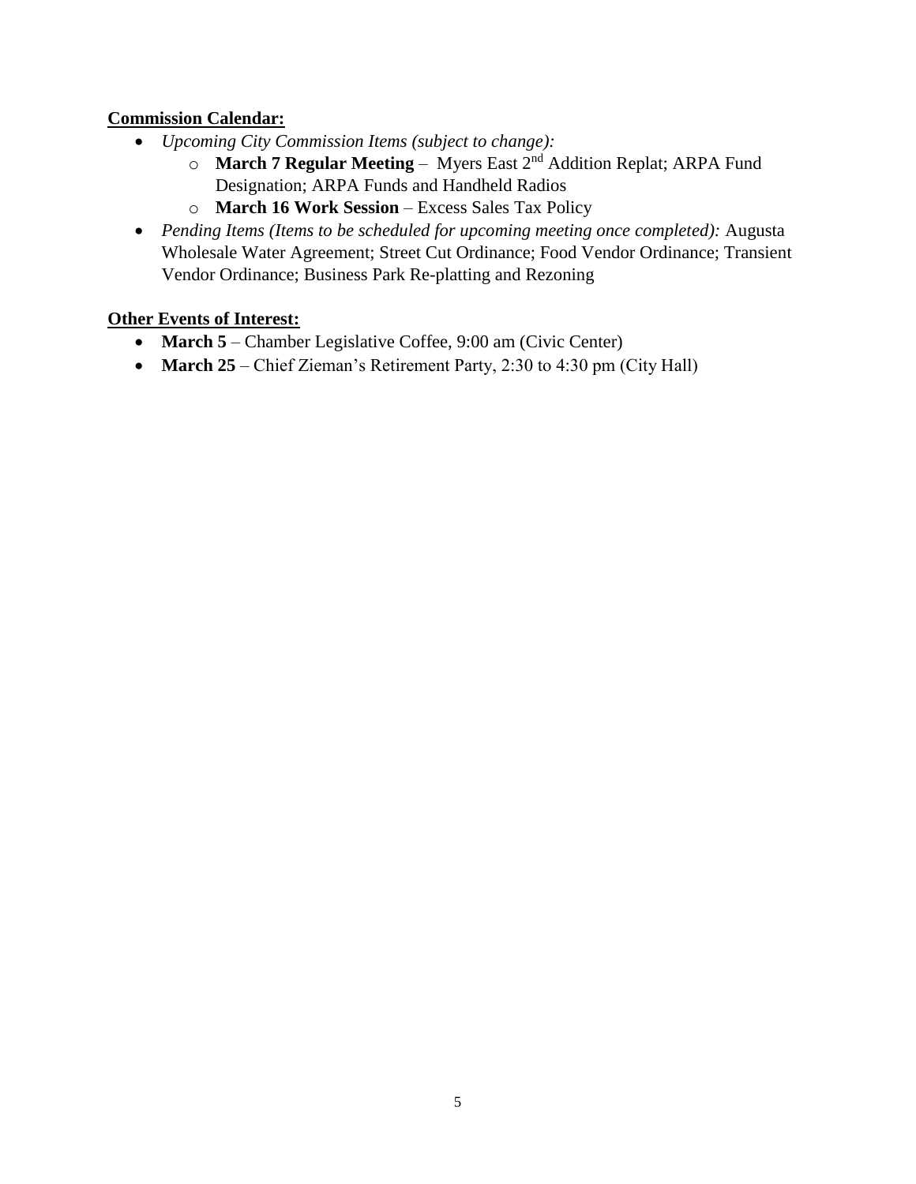**Commission Calendar:**

- *Upcoming City Commission Items (subject to change):*
  - **March 7 Regular Meeting** – Myers East 2nd Addition Replat; ARPA Fund Designation; ARPA Funds and Handheld Radios
  - **March 16 Work Session** – Excess Sales Tax Policy
- *Pending Items (Items to be scheduled for upcoming meeting once completed):* Augusta Wholesale Water Agreement; Street Cut Ordinance; Food Vendor Ordinance; Transient Vendor Ordinance; Business Park Re-platting and Rezoning

**Other Events of Interest:**

- **March 5** – Chamber Legislative Coffee, 9:00 am (Civic Center)
- **March 25** – Chief Zieman's Retirement Party, 2:30 to 4:30 pm (City Hall)